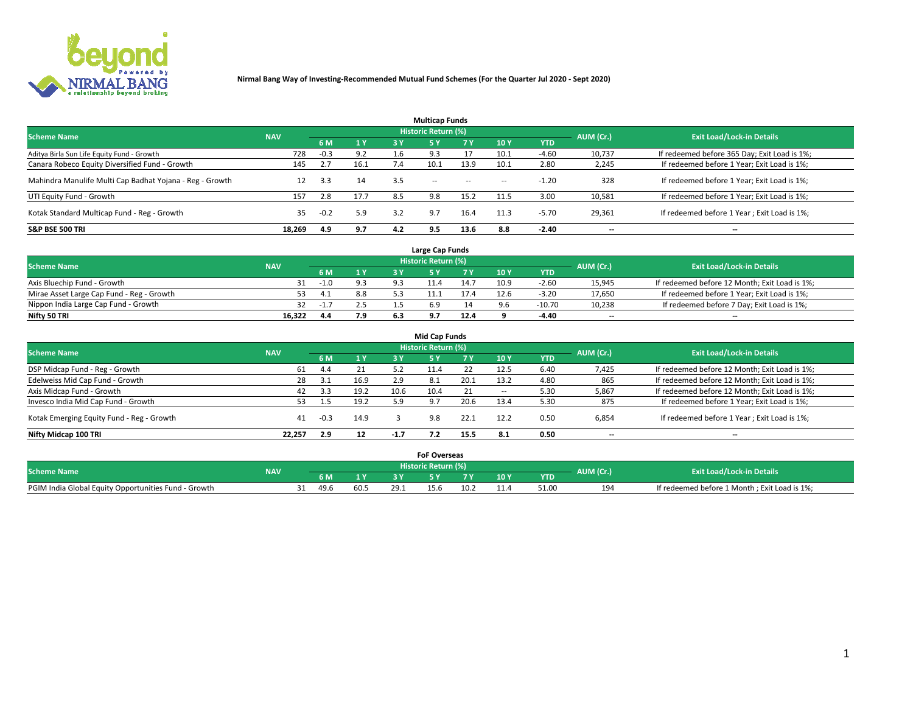# Nirmal Bang Way of Investing-Recommended Mutual Fund Schemes (For the Quarter Jul 2020 - Sept 2020)

## Multicap Funds

| Scheme Name | NAV | Historic Return (%) | | | | | | | AUM (Cr.) | Exit Load/Lock-in Details |
|---|---|---|---|---|---|---|---|---|---|---|
| | | 6 M | 1 Y | 3 Y | 5 Y | 7 Y | 10 Y | YTD | | |
| Aditya Birla Sun Life Equity Fund - Growth | 728 | -0.3 | 9.2 | 1.6 | 9.3 | 17 | 10.1 | -4.60 | 10,737 | If redeemed before 365 Day; Exit Load is 1%; |
| Canara Robeco Equity Diversified Fund - Growth | 145 | 2.7 | 16.1 | 7.4 | 10.1 | 13.9 | 10.1 | 2.80 | 2,245 | If redeemed before 1 Year; Exit Load is 1%; |
| Mahindra Manulife Multi Cap Badhat Yojana - Reg - Growth | 12 | 3.3 | 14 | 3.5 | -- | -- | -- | -1.20 | 328 | If redeemed before 1 Year; Exit Load is 1%; |
| UTI Equity Fund - Growth | 157 | 2.8 | 17.7 | 8.5 | 9.8 | 15.2 | 11.5 | 3.00 | 10,581 | If redeemed before 1 Year; Exit Load is 1%; |
| Kotak Standard Multicap Fund - Reg - Growth | 35 | -0.2 | 5.9 | 3.2 | 9.7 | 16.4 | 11.3 | -5.70 | 29,361 | If redeemed before 1 Year ; Exit Load is 1%; |
| **S&P BSE 500 TRI** | **18,269** | **4.9** | **9.7** | **4.2** | **9.5** | **13.6** | **8.8** | **-2.40** | **--** | **--** |

## Large Cap Funds

| Scheme Name | NAV | Historic Return (%) | | | | | | | AUM (Cr.) | Exit Load/Lock-in Details |
|---|---|---|---|---|---|---|---|---|---|---|
| | | 6 M | 1 Y | 3 Y | 5 Y | 7 Y | 10 Y | YTD | | |
| Axis Bluechip Fund - Growth | 31 | -1.0 | 9.3 | 9.3 | 11.4 | 14.7 | 10.9 | -2.60 | 15,945 | If redeemed before 12 Month; Exit Load is 1%; |
| Mirae Asset Large Cap Fund - Reg - Growth | 53 | 4.1 | 8.8 | 5.3 | 11.1 | 17.4 | 12.6 | -3.20 | 17,650 | If redeemed before 1 Year; Exit Load is 1%; |
| Nippon India Large Cap Fund - Growth | 32 | -1.7 | 2.5 | 1.5 | 6.9 | 14 | 9.6 | -10.70 | 10,238 | If redeemed before 7 Day; Exit Load is 1%; |
| **Nifty 50 TRI** | **16,322** | **4.4** | **7.9** | **6.3** | **9.7** | **12.4** | **9** | **-4.40** | **--** | **--** |

## Mid Cap Funds

| Scheme Name | NAV | Historic Return (%) | | | | | | | AUM (Cr.) | Exit Load/Lock-in Details |
|---|---|---|---|---|---|---|---|---|---|---|
| | | 6 M | 1 Y | 3 Y | 5 Y | 7 Y | 10 Y | YTD | | |
| DSP Midcap Fund - Reg - Growth | 61 | 4.4 | 21 | 5.2 | 11.4 | 22 | 12.5 | 6.40 | 7,425 | If redeemed before 12 Month; Exit Load is 1%; |
| Edelweiss Mid Cap Fund - Growth | 28 | 3.1 | 16.9 | 2.9 | 8.1 | 20.1 | 13.2 | 4.80 | 865 | If redeemed before 12 Month; Exit Load is 1%; |
| Axis Midcap Fund - Growth | 42 | 3.3 | 19.2 | 10.6 | 10.4 | 21 | -- | 5.30 | 5,867 | If redeemed before 12 Month; Exit Load is 1%; |
| Invesco India Mid Cap Fund - Growth | 53 | 1.5 | 19.2 | 5.9 | 9.7 | 20.6 | 13.4 | 5.30 | 875 | If redeemed before 1 Year; Exit Load is 1%; |
| Kotak Emerging Equity Fund - Reg - Growth | 41 | -0.3 | 14.9 | 3 | 9.8 | 22.1 | 12.2 | 0.50 | 6,854 | If redeemed before 1 Year ; Exit Load is 1%; |
| **Nifty Midcap 100 TRI** | **22,257** | **2.9** | **12** | **-1.7** | **7.2** | **15.5** | **8.1** | **0.50** | **--** | **--** |

## FoF Overseas

| Scheme Name | NAV | Historic Return (%) | | | | | | | AUM (Cr.) | Exit Load/Lock-in Details |
|---|---|---|---|---|---|---|---|---|---|---|
| | | 6 M | 1 Y | 3 Y | 5 Y | 7 Y | 10 Y | YTD | | |
| PGIM India Global Equity Opportunities Fund - Growth | 31 | 49.6 | 60.5 | 29.1 | 15.6 | 10.2 | 11.4 | 51.00 | 194 | If redeemed before 1 Month ; Exit Load is 1%; |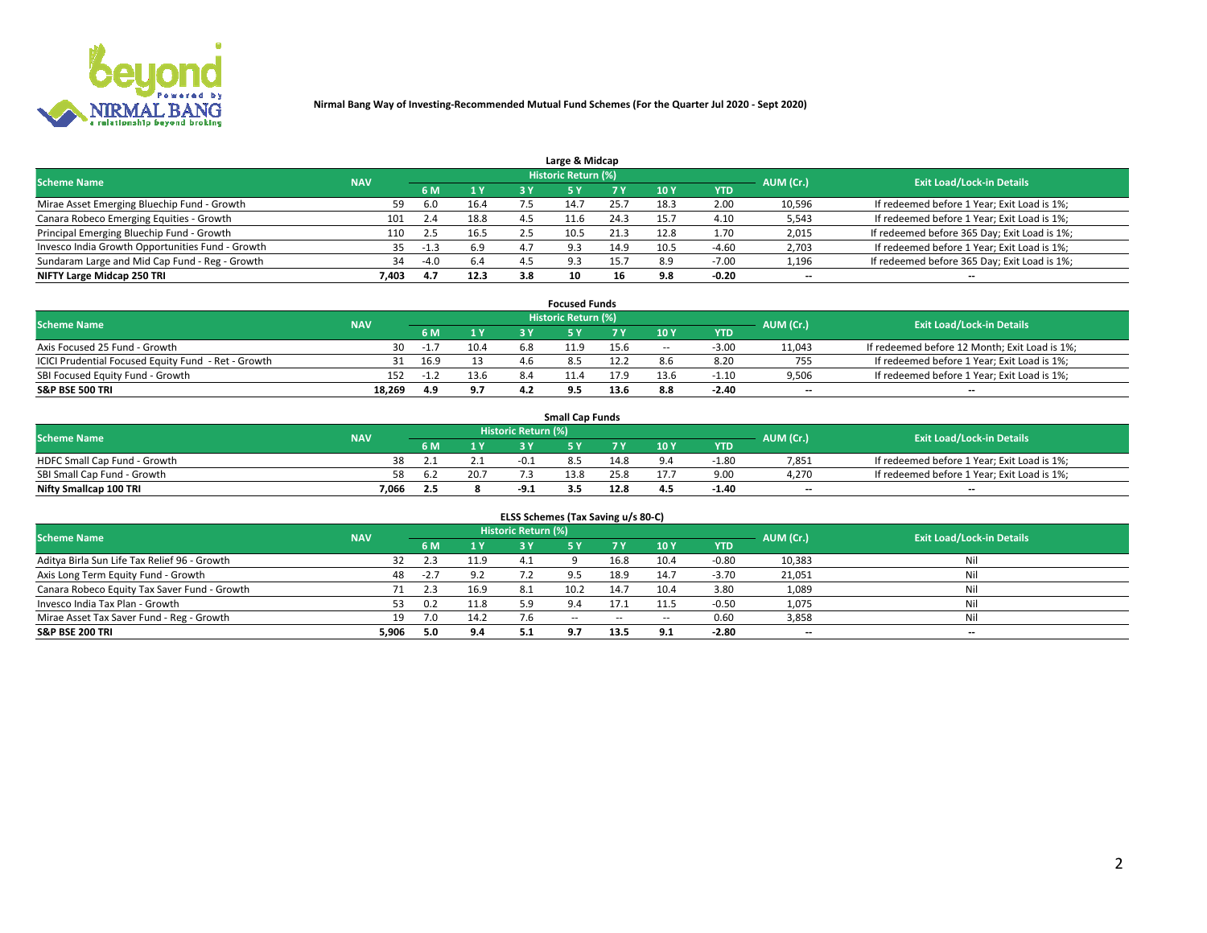**Nirmal Bang Way of Investing-Recommended Mutual Fund Schemes (For the Quarter Jul 2020 - Sept 2020)**

### Large & Midcap

| Scheme Name | NAV | Historic Return (%) | | | | | | | AUM (Cr.) | Exit Load/Lock-in Details |
|---|---|---|---|---|---|---|---|---|---|---|
| | | 6 M | 1 Y | 3 Y | 5 Y | 7 Y | 10 Y | YTD | | |
| Mirae Asset Emerging Bluechip Fund - Growth | 59 | 6.0 | 16.4 | 7.5 | 14.7 | 25.7 | 18.3 | 2.00 | 10,596 | If redeemed before 1 Year; Exit Load is 1%; |
| Canara Robeco Emerging Equities - Growth | 101 | 2.4 | 18.8 | 4.5 | 11.6 | 24.3 | 15.7 | 4.10 | 5,543 | If redeemed before 1 Year; Exit Load is 1%; |
| Principal Emerging Bluechip Fund - Growth | 110 | 2.5 | 16.5 | 2.5 | 10.5 | 21.3 | 12.8 | 1.70 | 2,015 | If redeemed before 365 Day; Exit Load is 1%; |
| Invesco India Growth Opportunities Fund - Growth | 35 | -1.3 | 6.9 | 4.7 | 9.3 | 14.9 | 10.5 | -4.60 | 2,703 | If redeemed before 1 Year; Exit Load is 1%; |
| Sundaram Large and Mid Cap Fund - Reg - Growth | 34 | -4.0 | 6.4 | 4.5 | 9.3 | 15.7 | 8.9 | -7.00 | 1,196 | If redeemed before 365 Day; Exit Load is 1%; |
| **NIFTY Large Midcap 250 TRI** | **7,403** | **4.7** | **12.3** | **3.8** | **10** | **16** | **9.8** | **-0.20** | **--** | **--** |

### Focused Funds

| Scheme Name | NAV | Historic Return (%) | | | | | | | AUM (Cr.) | Exit Load/Lock-in Details |
|---|---|---|---|---|---|---|---|---|---|---|
| | | 6 M | 1 Y | 3 Y | 5 Y | 7 Y | 10 Y | YTD | | |
| Axis Focused 25 Fund - Growth | 30 | -1.7 | 10.4 | 6.8 | 11.9 | 15.6 | -- | -3.00 | 11,043 | If redeemed before 12 Month; Exit Load is 1%; |
| ICICI Prudential Focused Equity Fund - Ret - Growth | 31 | 16.9 | 13 | 4.6 | 8.5 | 12.2 | 8.6 | 8.20 | 755 | If redeemed before 1 Year; Exit Load is 1%; |
| SBI Focused Equity Fund - Growth | 152 | -1.2 | 13.6 | 8.4 | 11.4 | 17.9 | 13.6 | -1.10 | 9,506 | If redeemed before 1 Year; Exit Load is 1%; |
| **S&P BSE 500 TRI** | **18,269** | **4.9** | **9.7** | **4.2** | **9.5** | **13.6** | **8.8** | **-2.40** | **--** | **--** |

### Small Cap Funds

| Scheme Name | NAV | Historic Return (%) | | | | | | | AUM (Cr.) | Exit Load/Lock-in Details |
|---|---|---|---|---|---|---|---|---|---|---|
| | | 6 M | 1 Y | 3 Y | 5 Y | 7 Y | 10 Y | YTD | | |
| HDFC Small Cap Fund - Growth | 38 | 2.1 | 2.1 | -0.1 | 8.5 | 14.8 | 9.4 | -1.80 | 7,851 | If redeemed before 1 Year; Exit Load is 1%; |
| SBI Small Cap Fund - Growth | 58 | 6.2 | 20.7 | 7.3 | 13.8 | 25.8 | 17.7 | 9.00 | 4,270 | If redeemed before 1 Year; Exit Load is 1%; |
| **Nifty Smallcap 100 TRI** | **7,066** | **2.5** | **8** | **-9.1** | **3.5** | **12.8** | **4.5** | **-1.40** | **--** | **--** |

### ELSS Schemes (Tax Saving u/s 80-C)

| Scheme Name | NAV | Historic Return (%) | | | | | | | AUM (Cr.) | Exit Load/Lock-in Details |
|---|---|---|---|---|---|---|---|---|---|---|
| | | 6 M | 1 Y | 3 Y | 5 Y | 7 Y | 10 Y | YTD | | |
| Aditya Birla Sun Life Tax Relief 96 - Growth | 32 | 2.3 | 11.9 | 4.1 | 9 | 16.8 | 10.4 | -0.80 | 10,383 | Nil |
| Axis Long Term Equity Fund - Growth | 48 | -2.7 | 9.2 | 7.2 | 9.5 | 18.9 | 14.7 | -3.70 | 21,051 | Nil |
| Canara Robeco Equity Tax Saver Fund - Growth | 71 | 2.3 | 16.9 | 8.1 | 10.2 | 14.7 | 10.4 | 3.80 | 1,089 | Nil |
| Invesco India Tax Plan - Growth | 53 | 0.2 | 11.8 | 5.9 | 9.4 | 17.1 | 11.5 | -0.50 | 1,075 | Nil |
| Mirae Asset Tax Saver Fund - Reg - Growth | 19 | 7.0 | 14.2 | 7.6 | -- | -- | -- | 0.60 | 3,858 | Nil |
| **S&P BSE 200 TRI** | **5,906** | **5.0** | **9.4** | **5.1** | **9.7** | **13.5** | **9.1** | **-2.80** | **--** | **--** |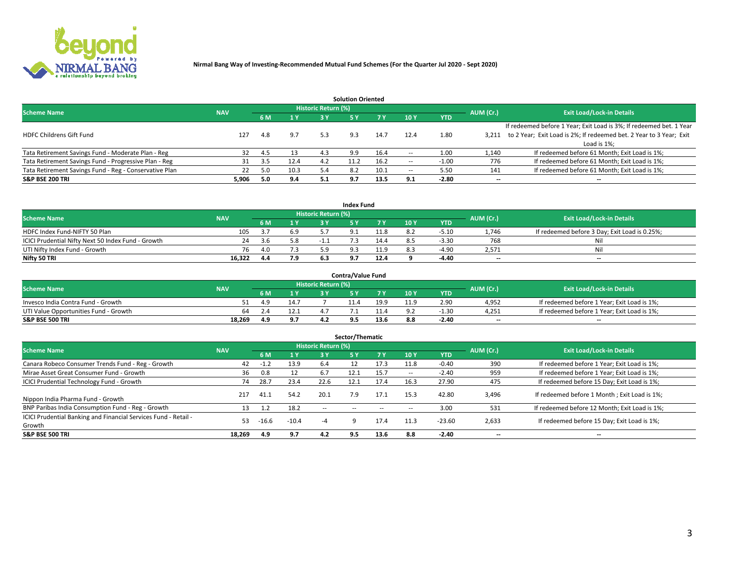**Nirmal Bang Way of Investing-Recommended Mutual Fund Schemes (For the Quarter Jul 2020 - Sept 2020)**

| Solution Oriented | | | | | | | | | | |
|---|---|---|---|---|---|---|---|---|---|---|
| **Scheme Name** | **NAV** | **Historic Return (%)** | | | | | | | **AUM (Cr.)** | **Exit Load/Lock-in Details** |
| | | **6 M** | **1 Y** | **3 Y** | **5 Y** | **7 Y** | **10 Y** | **YTD** | | |
| HDFC Childrens Gift Fund | 127 | 4.8 | 9.7 | 5.3 | 9.3 | 14.7 | 12.4 | 1.80 | 3,211 | If redeemed before 1 Year; Exit Load is 3%; If redeemed bet. 1 Year to 2 Year; Exit Load is 2%; If redeemed bet. 2 Year to 3 Year; Exit Load is 1%; |
| Tata Retirement Savings Fund - Moderate Plan - Reg | 32 | 4.5 | 13 | 4.3 | 9.9 | 16.4 | -- | 1.00 | 1,140 | If redeemed before 61 Month; Exit Load is 1%; |
| Tata Retirement Savings Fund - Progressive Plan - Reg | 31 | 3.5 | 12.4 | 4.2 | 11.2 | 16.2 | -- | -1.00 | 776 | If redeemed before 61 Month; Exit Load is 1%; |
| Tata Retirement Savings Fund - Reg - Conservative Plan | 22 | 5.0 | 10.3 | 5.4 | 8.2 | 10.1 | -- | 5.50 | 141 | If redeemed before 61 Month; Exit Load is 1%; |
| **S&P BSE 200 TRI** | **5,906** | **5.0** | **9.4** | **5.1** | **9.7** | **13.5** | **9.1** | **-2.80** | **--** | **--** |

| Index Fund | | | | | | | | | | |
|---|---|---|---|---|---|---|---|---|---|---|
| **Scheme Name** | **NAV** | **Historic Return (%)** | | | | | | | **AUM (Cr.)** | **Exit Load/Lock-in Details** |
| | | **6 M** | **1 Y** | **3 Y** | **5 Y** | **7 Y** | **10 Y** | **YTD** | | |
| HDFC Index Fund-NIFTY 50 Plan | 105 | 3.7 | 6.9 | 5.7 | 9.1 | 11.8 | 8.2 | -5.10 | 1,746 | If redeemed before 3 Day; Exit Load is 0.25%; |
| ICICI Prudential Nifty Next 50 Index Fund - Growth | 24 | 3.6 | 5.8 | -1.1 | 7.3 | 14.4 | 8.5 | -3.30 | 768 | Nil |
| UTI Nifty Index Fund - Growth | 76 | 4.0 | 7.3 | 5.9 | 9.3 | 11.9 | 8.3 | -4.90 | 2,571 | Nil |
| **Nifty 50 TRI** | **16,322** | **4.4** | **7.9** | **6.3** | **9.7** | **12.4** | **9** | **-4.40** | **--** | **--** |

| Contra/Value Fund | | | | | | | | | | |
|---|---|---|---|---|---|---|---|---|---|---|
| **Scheme Name** | **NAV** | **Historic Return (%)** | | | | | | | **AUM (Cr.)** | **Exit Load/Lock-in Details** |
| | | **6 M** | **1 Y** | **3 Y** | **5 Y** | **7 Y** | **10 Y** | **YTD** | | |
| Invesco India Contra Fund - Growth | 51 | 4.9 | 14.7 | 7 | 11.4 | 19.9 | 11.9 | 2.90 | 4,952 | If redeemed before 1 Year; Exit Load is 1%; |
| UTI Value Opportunities Fund - Growth | 64 | 2.4 | 12.1 | 4.7 | 7.1 | 11.4 | 9.2 | -1.30 | 4,251 | If redeemed before 1 Year; Exit Load is 1%; |
| **S&P BSE 500 TRI** | **18,269** | **4.9** | **9.7** | **4.2** | **9.5** | **13.6** | **8.8** | **-2.40** | **--** | **--** |

| Sector/Thematic | | | | | | | | | | |
|---|---|---|---|---|---|---|---|---|---|---|
| **Scheme Name** | **NAV** | **Historic Return (%)** | | | | | | | **AUM (Cr.)** | **Exit Load/Lock-in Details** |
| | | **6 M** | **1 Y** | **3 Y** | **5 Y** | **7 Y** | **10 Y** | **YTD** | | |
| Canara Robeco Consumer Trends Fund - Reg - Growth | 42 | -1.2 | 13.9 | 6.4 | 12 | 17.3 | 11.8 | -0.40 | 390 | If redeemed before 1 Year; Exit Load is 1%; |
| Mirae Asset Great Consumer Fund - Growth | 36 | 0.8 | 12 | 6.7 | 12.1 | 15.7 | -- | -2.40 | 959 | If redeemed before 1 Year; Exit Load is 1%; |
| ICICI Prudential Technology Fund - Growth | 74 | 28.7 | 23.4 | 22.6 | 12.1 | 17.4 | 16.3 | 27.90 | 475 | If redeemed before 15 Day; Exit Load is 1%; |
| Nippon India Pharma Fund - Growth | 217 | 41.1 | 54.2 | 20.1 | 7.9 | 17.1 | 15.3 | 42.80 | 3,496 | If redeemed before 1 Month ; Exit Load is 1%; |
| BNP Paribas India Consumption Fund - Reg - Growth | 13 | 1.2 | 18.2 | -- | -- | -- | -- | 3.00 | 531 | If redeemed before 12 Month; Exit Load is 1%; |
| ICICI Prudential Banking and Financial Services Fund - Retail - Growth | 53 | -16.6 | -10.4 | -4 | 9 | 17.4 | 11.3 | -23.60 | 2,633 | If redeemed before 15 Day; Exit Load is 1%; |
| **S&P BSE 500 TRI** | **18,269** | **4.9** | **9.7** | **4.2** | **9.5** | **13.6** | **8.8** | **-2.40** | **--** | **--** |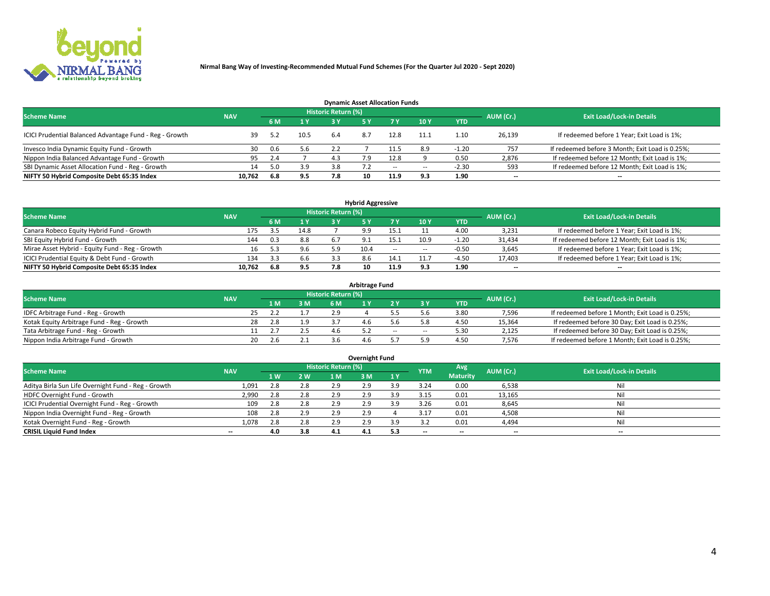Nirmal Bang Way of Investing-Recommended Mutual Fund Schemes (For the Quarter Jul 2020 - Sept 2020)

### Dynamic Asset Allocation Funds

| Scheme Name | NAV | Historic Return (%) | | | | | | | AUM (Cr.) | Exit Load/Lock-in Details |
|---|---|---|---|---|---|---|---|---|---|---|
| | | 6 M | 1 Y | 3 Y | 5 Y | 7 Y | 10 Y | YTD | | |
| ICICI Prudential Balanced Advantage Fund - Reg - Growth | 39 | 5.2 | 10.5 | 6.4 | 8.7 | 12.8 | 11.1 | 1.10 | 26,139 | If redeemed before 1 Year; Exit Load is 1%; |
| Invesco India Dynamic Equity Fund - Growth | 30 | 0.6 | 5.6 | 2.2 | 7 | 11.5 | 8.9 | -1.20 | 757 | If redeemed before 3 Month; Exit Load is 0.25%; |
| Nippon India Balanced Advantage Fund - Growth | 95 | 2.4 | 7 | 4.3 | 7.9 | 12.8 | 9 | 0.50 | 2,876 | If redeemed before 12 Month; Exit Load is 1%; |
| SBI Dynamic Asset Allocation Fund - Reg - Growth | 14 | 5.0 | 3.9 | 3.8 | 7.2 | -- | -- | -2.30 | 593 | If redeemed before 12 Month; Exit Load is 1%; |
| **NIFTY 50 Hybrid Composite Debt 65:35 Index** | **10,762** | **6.8** | **9.5** | **7.8** | **10** | **11.9** | **9.3** | **1.90** | **--** | **--** |

### Hybrid Aggressive

| Scheme Name | NAV | Historic Return (%) | | | | | | | AUM (Cr.) | Exit Load/Lock-in Details |
|---|---|---|---|---|---|---|---|---|---|---|
| | | 6 M | 1 Y | 3 Y | 5 Y | 7 Y | 10 Y | YTD | | |
| Canara Robeco Equity Hybrid Fund - Growth | 175 | 3.5 | 14.8 | 7 | 9.9 | 15.1 | 11 | 4.00 | 3,231 | If redeemed before 1 Year; Exit Load is 1%; |
| SBI Equity Hybrid Fund - Growth | 144 | 0.3 | 8.8 | 6.7 | 9.1 | 15.1 | 10.9 | -1.20 | 31,434 | If redeemed before 12 Month; Exit Load is 1%; |
| Mirae Asset Hybrid - Equity Fund - Reg - Growth | 16 | 5.3 | 9.6 | 5.9 | 10.4 | -- | -- | -0.50 | 3,645 | If redeemed before 1 Year; Exit Load is 1%; |
| ICICI Prudential Equity & Debt Fund - Growth | 134 | 3.3 | 6.6 | 3.3 | 8.6 | 14.1 | 11.7 | -4.50 | 17,403 | If redeemed before 1 Year; Exit Load is 1%; |
| **NIFTY 50 Hybrid Composite Debt 65:35 Index** | **10,762** | **6.8** | **9.5** | **7.8** | **10** | **11.9** | **9.3** | **1.90** | **--** | **--** |

### Arbitrage Fund

| Scheme Name | NAV | Historic Return (%) | | | | | | | AUM (Cr.) | Exit Load/Lock-in Details |
|---|---|---|---|---|---|---|---|---|---|---|
| | | 1 M | 3 M | 6 M | 1 Y | 2 Y | 3 Y | YTD | | |
| IDFC Arbitrage Fund - Reg - Growth | 25 | 2.2 | 1.7 | 2.9 | 4 | 5.5 | 5.6 | 3.80 | 7,596 | If redeemed before 1 Month; Exit Load is 0.25%; |
| Kotak Equity Arbitrage Fund - Reg - Growth | 28 | 2.8 | 1.9 | 3.7 | 4.6 | 5.6 | 5.8 | 4.50 | 15,364 | If redeemed before 30 Day; Exit Load is 0.25%; |
| Tata Arbitrage Fund - Reg - Growth | 11 | 2.7 | 2.5 | 4.6 | 5.2 | -- | -- | 5.30 | 2,125 | If redeemed before 30 Day; Exit Load is 0.25%; |
| Nippon India Arbitrage Fund - Growth | 20 | 2.6 | 2.1 | 3.6 | 4.6 | 5.7 | 5.9 | 4.50 | 7,576 | If redeemed before 1 Month; Exit Load is 0.25%; |

### Overnight Fund

| Scheme Name | NAV | Historic Return (%) | | | | | YTM | Avg Maturity | AUM (Cr.) | Exit Load/Lock-in Details |
|---|---|---|---|---|---|---|---|---|---|---|
| | | 1 W | 2 W | 1 M | 3 M | 1 Y | | | | |
| Aditya Birla Sun Life Overnight Fund - Reg - Growth | 1,091 | 2.8 | 2.8 | 2.9 | 2.9 | 3.9 | 3.24 | 0.00 | 6,538 | Nil |
| HDFC Overnight Fund - Growth | 2,990 | 2.8 | 2.8 | 2.9 | 2.9 | 3.9 | 3.15 | 0.01 | 13,165 | Nil |
| ICICI Prudential Overnight Fund - Reg - Growth | 109 | 2.8 | 2.8 | 2.9 | 2.9 | 3.9 | 3.26 | 0.01 | 8,645 | Nil |
| Nippon India Overnight Fund - Reg - Growth | 108 | 2.8 | 2.9 | 2.9 | 2.9 | 4 | 3.17 | 0.01 | 4,508 | Nil |
| Kotak Overnight Fund - Reg - Growth | 1,078 | 2.8 | 2.8 | 2.9 | 2.9 | 3.9 | 3.2 | 0.01 | 4,494 | Nil |
| **CRISIL Liquid Fund Index** | **--** | **4.0** | **3.8** | **4.1** | **4.1** | **5.3** | **--** | **--** | **--** | **--** |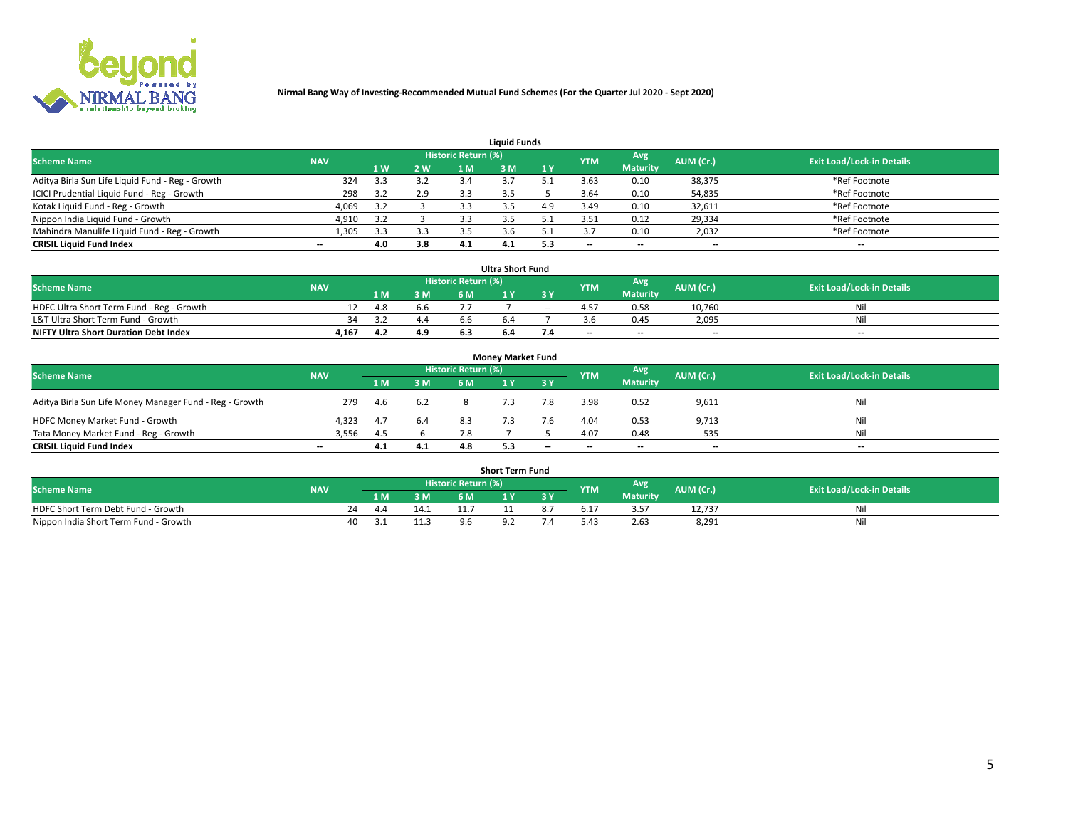**Nirmal Bang Way of Investing-Recommended Mutual Fund Schemes (For the Quarter Jul 2020 - Sept 2020)**

## Liquid Funds

| Scheme Name | NAV | Historic Return (%) | | | | | YTM | Avg Maturity | AUM (Cr.) | Exit Load/Lock-in Details |
|---|---|---|---|---|---|---|---|---|---|---|
| | | 1 W | 2 W | 1 M | 3 M | 1 Y | | | | |
| Aditya Birla Sun Life Liquid Fund - Reg - Growth | 324 | 3.3 | 3.2 | 3.4 | 3.7 | 5.1 | 3.63 | 0.10 | 38,375 | *Ref Footnote |
| ICICI Prudential Liquid Fund - Reg - Growth | 298 | 3.2 | 2.9 | 3.3 | 3.5 | 5 | 3.64 | 0.10 | 54,835 | *Ref Footnote |
| Kotak Liquid Fund - Reg - Growth | 4,069 | 3.2 | 3 | 3.3 | 3.5 | 4.9 | 3.49 | 0.10 | 32,611 | *Ref Footnote |
| Nippon India Liquid Fund - Growth | 4,910 | 3.2 | 3 | 3.3 | 3.5 | 5.1 | 3.51 | 0.12 | 29,334 | *Ref Footnote |
| Mahindra Manulife Liquid Fund - Reg - Growth | 1,305 | 3.3 | 3.3 | 3.5 | 3.6 | 5.1 | 3.7 | 0.10 | 2,032 | *Ref Footnote |
| **CRISIL Liquid Fund Index** | -- | **4.0** | **3.8** | **4.1** | **4.1** | **5.3** | -- | -- | -- | -- |

## Ultra Short Fund

| Scheme Name | NAV | Historic Return (%) | | | | | YTM | Avg Maturity | AUM (Cr.) | Exit Load/Lock-in Details |
|---|---|---|---|---|---|---|---|---|---|---|
| | | 1 M | 3 M | 6 M | 1 Y | 3 Y | | | | |
| HDFC Ultra Short Term Fund - Reg - Growth | 12 | 4.8 | 6.6 | 7.7 | 7 | -- | 4.57 | 0.58 | 10,760 | Nil |
| L&T Ultra Short Term Fund - Growth | 34 | 3.2 | 4.4 | 6.6 | 6.4 | 7 | 3.6 | 0.45 | 2,095 | Nil |
| **NIFTY Ultra Short Duration Debt Index** | **4,167** | **4.2** | **4.9** | **6.3** | **6.4** | **7.4** | -- | -- | -- | -- |

## Money Market Fund

| Scheme Name | NAV | Historic Return (%) | | | | | YTM | Avg Maturity | AUM (Cr.) | Exit Load/Lock-in Details |
|---|---|---|---|---|---|---|---|---|---|---|
| | | 1 M | 3 M | 6 M | 1 Y | 3 Y | | | | |
| Aditya Birla Sun Life Money Manager Fund - Reg - Growth | 279 | 4.6 | 6.2 | 8 | 7.3 | 7.8 | 3.98 | 0.52 | 9,611 | Nil |
| HDFC Money Market Fund - Growth | 4,323 | 4.7 | 6.4 | 8.3 | 7.3 | 7.6 | 4.04 | 0.53 | 9,713 | Nil |
| Tata Money Market Fund - Reg - Growth | 3,556 | 4.5 | 6 | 7.8 | 7 | 5 | 4.07 | 0.48 | 535 | Nil |
| **CRISIL Liquid Fund Index** | -- | **4.1** | **4.1** | **4.8** | **5.3** | -- | -- | -- | -- | -- |

## Short Term Fund

| Scheme Name | NAV | Historic Return (%) | | | | | YTM | Avg Maturity | AUM (Cr.) | Exit Load/Lock-in Details |
|---|---|---|---|---|---|---|---|---|---|---|
| | | 1 M | 3 M | 6 M | 1 Y | 3 Y | | | | |
| HDFC Short Term Debt Fund - Growth | 24 | 4.4 | 14.1 | 11.7 | 11 | 8.7 | 6.17 | 3.57 | 12,737 | Nil |
| Nippon India Short Term Fund - Growth | 40 | 3.1 | 11.3 | 9.6 | 9.2 | 7.4 | 5.43 | 2.63 | 8,291 | Nil |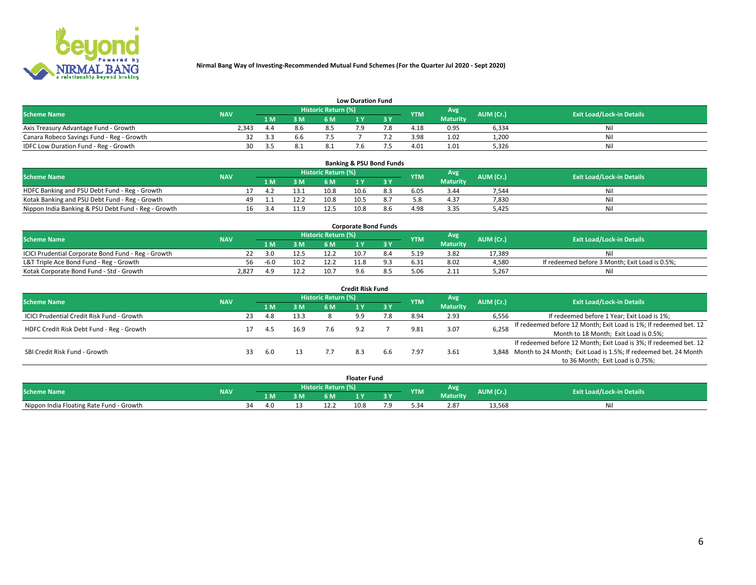**Nirmal Bang Way of Investing-Recommended Mutual Fund Schemes (For the Quarter Jul 2020 - Sept 2020)**

### Low Duration Fund

| Scheme Name | NAV | Historic Return (%) | | | | | YTM | Avg Maturity | AUM (Cr.) | Exit Load/Lock-in Details |
|---|---|---|---|---|---|---|---|---|---|---|
| | | 1 M | 3 M | 6 M | 1 Y | 3 Y | | | | |
| Axis Treasury Advantage Fund - Growth | 2,343 | 4.4 | 8.6 | 8.5 | 7.9 | 7.8 | 4.18 | 0.95 | 6,334 | Nil |
| Canara Robeco Savings Fund - Reg - Growth | 32 | 3.3 | 6.6 | 7.5 | 7 | 7.2 | 3.98 | 1.02 | 1,200 | Nil |
| IDFC Low Duration Fund - Reg - Growth | 30 | 3.5 | 8.1 | 8.1 | 7.6 | 7.5 | 4.01 | 1.01 | 5,326 | Nil |

### Banking & PSU Bond Funds

| Scheme Name | NAV | Historic Return (%) | | | | | YTM | Avg Maturity | AUM (Cr.) | Exit Load/Lock-in Details |
|---|---|---|---|---|---|---|---|---|---|---|
| | | 1 M | 3 M | 6 M | 1 Y | 3 Y | | | | |
| HDFC Banking and PSU Debt Fund - Reg - Growth | 17 | 4.2 | 13.1 | 10.8 | 10.6 | 8.3 | 6.05 | 3.44 | 7,544 | Nil |
| Kotak Banking and PSU Debt Fund - Reg - Growth | 49 | 1.1 | 12.2 | 10.8 | 10.5 | 8.7 | 5.8 | 4.37 | 7,830 | Nil |
| Nippon India Banking & PSU Debt Fund - Reg - Growth | 16 | 3.4 | 11.9 | 12.5 | 10.8 | 8.6 | 4.98 | 3.35 | 5,425 | Nil |

### Corporate Bond Funds

| Scheme Name | NAV | Historic Return (%) | | | | | YTM | Avg Maturity | AUM (Cr.) | Exit Load/Lock-in Details |
|---|---|---|---|---|---|---|---|---|---|---|
| | | 1 M | 3 M | 6 M | 1 Y | 3 Y | | | | |
| ICICI Prudential Corporate Bond Fund - Reg - Growth | 22 | 3.0 | 12.5 | 12.2 | 10.7 | 8.4 | 5.19 | 3.82 | 17,389 | Nil |
| L&T Triple Ace Bond Fund - Reg - Growth | 56 | -6.0 | 10.2 | 12.2 | 11.8 | 9.3 | 6.31 | 8.02 | 4,580 | If redeemed before 3 Month; Exit Load is 0.5%; |
| Kotak Corporate Bond Fund - Std - Growth | 2,827 | 4.9 | 12.2 | 10.7 | 9.6 | 8.5 | 5.06 | 2.11 | 5,267 | Nil |

### Credit Risk Fund

| Scheme Name | NAV | Historic Return (%) | | | | | YTM | Avg Maturity | AUM (Cr.) | Exit Load/Lock-in Details |
|---|---|---|---|---|---|---|---|---|---|---|
| | | 1 M | 3 M | 6 M | 1 Y | 3 Y | | | | |
| ICICI Prudential Credit Risk Fund - Growth | 23 | 4.8 | 13.3 | 8 | 9.9 | 7.8 | 8.94 | 2.93 | 6,556 | If redeemed before 1 Year; Exit Load is 1%; |
| HDFC Credit Risk Debt Fund - Reg - Growth | 17 | 4.5 | 16.9 | 7.6 | 9.2 | 7 | 9.81 | 3.07 | 6,258 | If redeemed before 12 Month; Exit Load is 1%; If redeemed bet. 12 Month to 18 Month; Exit Load is 0.5%; |
| SBI Credit Risk Fund - Growth | 33 | 6.0 | 13 | 7.7 | 8.3 | 6.6 | 7.97 | 3.61 | 3,848 | If redeemed before 12 Month; Exit Load is 3%; If redeemed bet. 12 Month to 24 Month; Exit Load is 1.5%; If redeemed bet. 24 Month to 36 Month; Exit Load is 0.75%; |

### Floater Fund

| Scheme Name | NAV | Historic Return (%) | | | | | YTM | Avg Maturity | AUM (Cr.) | Exit Load/Lock-in Details |
|---|---|---|---|---|---|---|---|---|---|---|
| | | 1 M | 3 M | 6 M | 1 Y | 3 Y | | | | |
| Nippon India Floating Rate Fund - Growth | 34 | 4.0 | 13 | 12.2 | 10.8 | 7.9 | 5.34 | 2.87 | 13,568 | Nil |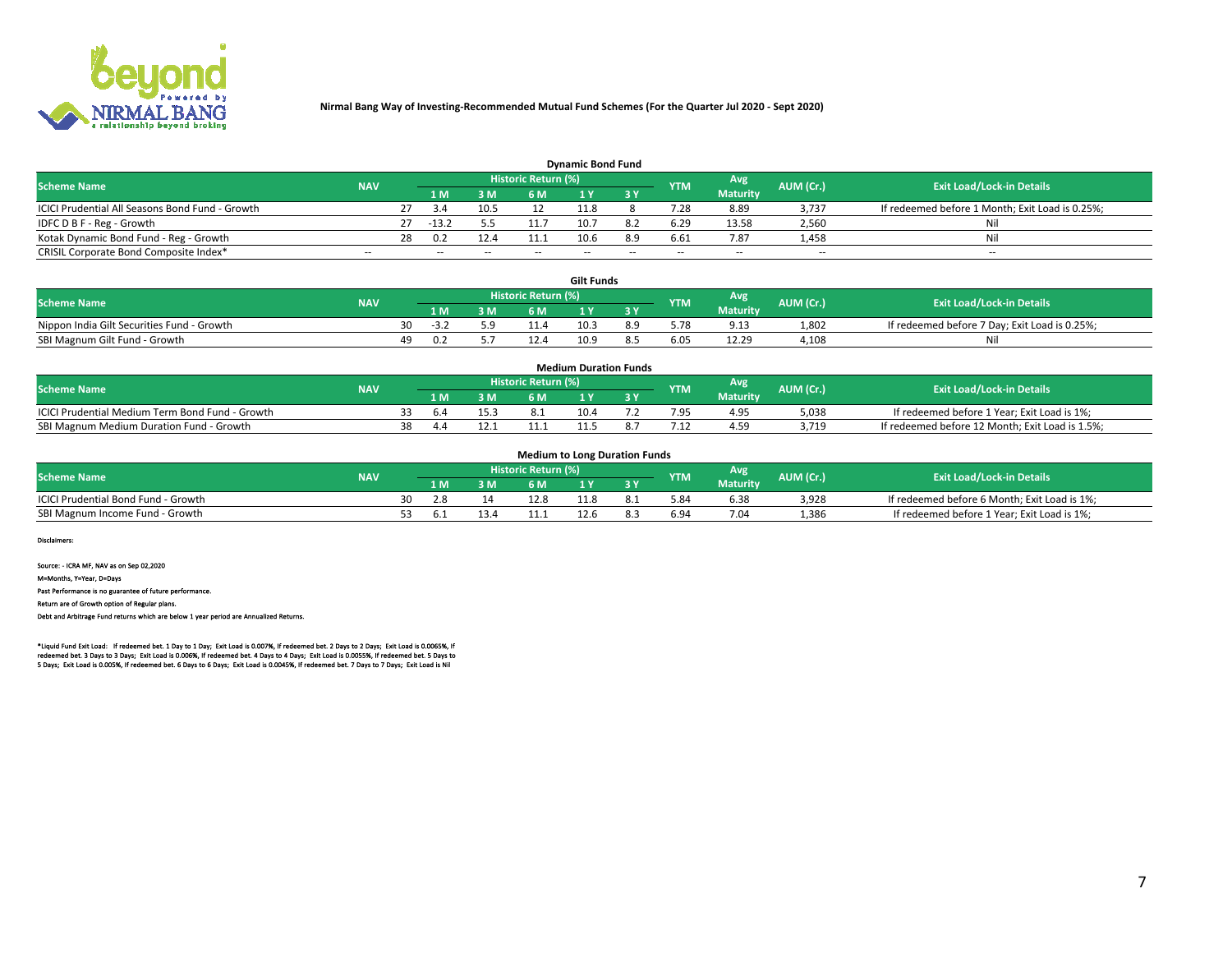**Nirmal Bang Way of Investing-Recommended Mutual Fund Schemes (For the Quarter Jul 2020 - Sept 2020)**

### Dynamic Bond Fund

| Scheme Name | NAV | Historic Return (%) | | | | | YTM | Avg Maturity | AUM (Cr.) | Exit Load/Lock-in Details |
|---|---|---|---|---|---|---|---|---|---|---|
| | | 1 M | 3 M | 6 M | 1 Y | 3 Y | | | | |
| ICICI Prudential All Seasons Bond Fund - Growth | 27 | 3.4 | 10.5 | 12 | 11.8 | 8 | 7.28 | 8.89 | 3,737 | If redeemed before 1 Month; Exit Load is 0.25%; |
| IDFC D B F - Reg - Growth | 27 | -13.2 | 5.5 | 11.7 | 10.7 | 8.2 | 6.29 | 13.58 | 2,560 | Nil |
| Kotak Dynamic Bond Fund - Reg - Growth | 28 | 0.2 | 12.4 | 11.1 | 10.6 | 8.9 | 6.61 | 7.87 | 1,458 | Nil |
| CRISIL Corporate Bond Composite Index* | -- | -- | -- | -- | -- | -- | -- | -- | -- | -- |

### Gilt Funds

| Scheme Name | NAV | Historic Return (%) | | | | | YTM | Avg Maturity | AUM (Cr.) | Exit Load/Lock-in Details |
|---|---|---|---|---|---|---|---|---|---|---|
| | | 1 M | 3 M | 6 M | 1 Y | 3 Y | | | | |
| Nippon India Gilt Securities Fund - Growth | 30 | -3.2 | 5.9 | 11.4 | 10.3 | 8.9 | 5.78 | 9.13 | 1,802 | If redeemed before 7 Day; Exit Load is 0.25%; |
| SBI Magnum Gilt Fund - Growth | 49 | 0.2 | 5.7 | 12.4 | 10.9 | 8.5 | 6.05 | 12.29 | 4,108 | Nil |

### Medium Duration Funds

| Scheme Name | NAV | Historic Return (%) | | | | | YTM | Avg Maturity | AUM (Cr.) | Exit Load/Lock-in Details |
|---|---|---|---|---|---|---|---|---|---|---|
| | | 1 M | 3 M | 6 M | 1 Y | 3 Y | | | | |
| ICICI Prudential Medium Term Bond Fund - Growth | 33 | 6.4 | 15.3 | 8.1 | 10.4 | 7.2 | 7.95 | 4.95 | 5,038 | If redeemed before 1 Year; Exit Load is 1%; |
| SBI Magnum Medium Duration Fund - Growth | 38 | 4.4 | 12.1 | 11.1 | 11.5 | 8.7 | 7.12 | 4.59 | 3,719 | If redeemed before 12 Month; Exit Load is 1.5%; |

### Medium to Long Duration Funds

| Scheme Name | NAV | Historic Return (%) | | | | | YTM | Avg Maturity | AUM (Cr.) | Exit Load/Lock-in Details |
|---|---|---|---|---|---|---|---|---|---|---|
| | | 1 M | 3 M | 6 M | 1 Y | 3 Y | | | | |
| ICICI Prudential Bond Fund - Growth | 30 | 2.8 | 14 | 12.8 | 11.8 | 8.1 | 5.84 | 6.38 | 3,928 | If redeemed before 6 Month; Exit Load is 1%; |
| SBI Magnum Income Fund - Growth | 53 | 6.1 | 13.4 | 11.1 | 12.6 | 8.3 | 6.94 | 7.04 | 1,386 | If redeemed before 1 Year; Exit Load is 1%; |

Disclaimers:

Source: - ICRA MF, NAV as on Sep 02,2020

M=Months, Y=Year, D=Days

Past Performance is no guarantee of future performance.

Return are of Growth option of Regular plans.

Debt and Arbitrage Fund returns which are below 1 year period are Annualized Returns.

*Liquid Fund Exit Load: If redeemed bet. 1 Day to 1 Day; Exit Load is 0.007%, If redeemed bet. 2 Days to 2 Days; Exit Load is 0.0065%, If redeemed bet. 3 Days to 3 Days; Exit Load is 0.006%, If redeemed bet. 4 Days to 4 Days; Exit Load is 0.0055%, If redeemed bet. 5 Days to 5 Days; Exit Load is 0.005%, If redeemed bet. 6 Days to 6 Days; Exit Load is 0.0045%, If redeemed bet. 7 Days to 7 Days; Exit Load is Nil